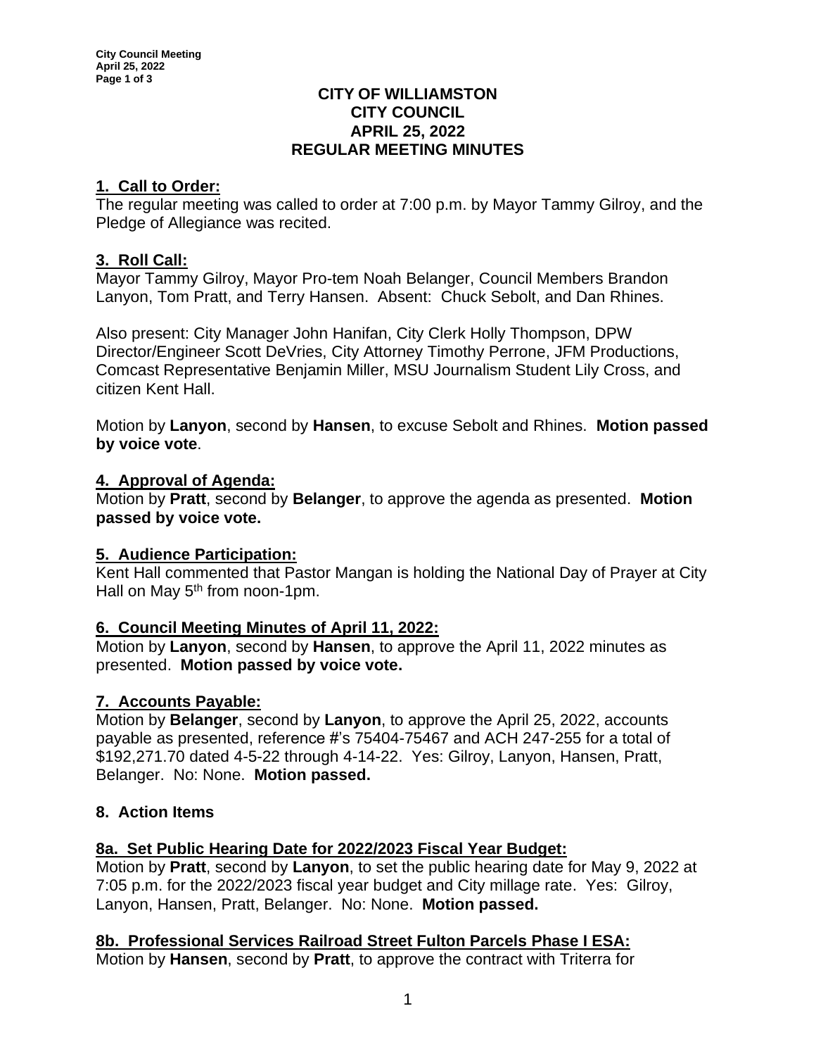# CITY OF WILLIAMSTON
## CITY COUNCIL
## APRIL 25, 2022
## REGULAR MEETING MINUTES

### 1. Call to Order:

The regular meeting was called to order at 7:00 p.m. by Mayor Tammy Gilroy, and the Pledge of Allegiance was recited.

### 3. Roll Call:

Mayor Tammy Gilroy, Mayor Pro-tem Noah Belanger, Council Members Brandon Lanyon, Tom Pratt, and Terry Hansen. Absent: Chuck Sebolt, and Dan Rhines.

Also present: City Manager John Hanifan, City Clerk Holly Thompson, DPW Director/Engineer Scott DeVries, City Attorney Timothy Perrone, JFM Productions, Comcast Representative Benjamin Miller, MSU Journalism Student Lily Cross, and citizen Kent Hall.

Motion by **Lanyon**, second by **Hansen**, to excuse Sebolt and Rhines. **Motion passed by voice vote**.

### 4. Approval of Agenda:

Motion by **Pratt**, second by **Belanger**, to approve the agenda as presented. **Motion passed by voice vote.**

### 5. Audience Participation:

Kent Hall commented that Pastor Mangan is holding the National Day of Prayer at City Hall on May 5th from noon-1pm.

### 6. Council Meeting Minutes of April 11, 2022:

Motion by **Lanyon**, second by **Hansen**, to approve the April 11, 2022 minutes as presented. **Motion passed by voice vote.**

### 7. Accounts Payable:

Motion by **Belanger**, second by **Lanyon**, to approve the April 25, 2022, accounts payable as presented, reference #'s 75404-75467 and ACH 247-255 for a total of $192,271.70 dated 4-5-22 through 4-14-22. Yes: Gilroy, Lanyon, Hansen, Pratt, Belanger. No: None. **Motion passed.**

### 8. Action Items

### 8a. Set Public Hearing Date for 2022/2023 Fiscal Year Budget:

Motion by **Pratt**, second by **Lanyon**, to set the public hearing date for May 9, 2022 at 7:05 p.m. for the 2022/2023 fiscal year budget and City millage rate. Yes: Gilroy, Lanyon, Hansen, Pratt, Belanger. No: None. **Motion passed.**

### 8b. Professional Services Railroad Street Fulton Parcels Phase I ESA:

Motion by **Hansen**, second by **Pratt**, to approve the contract with Triterra for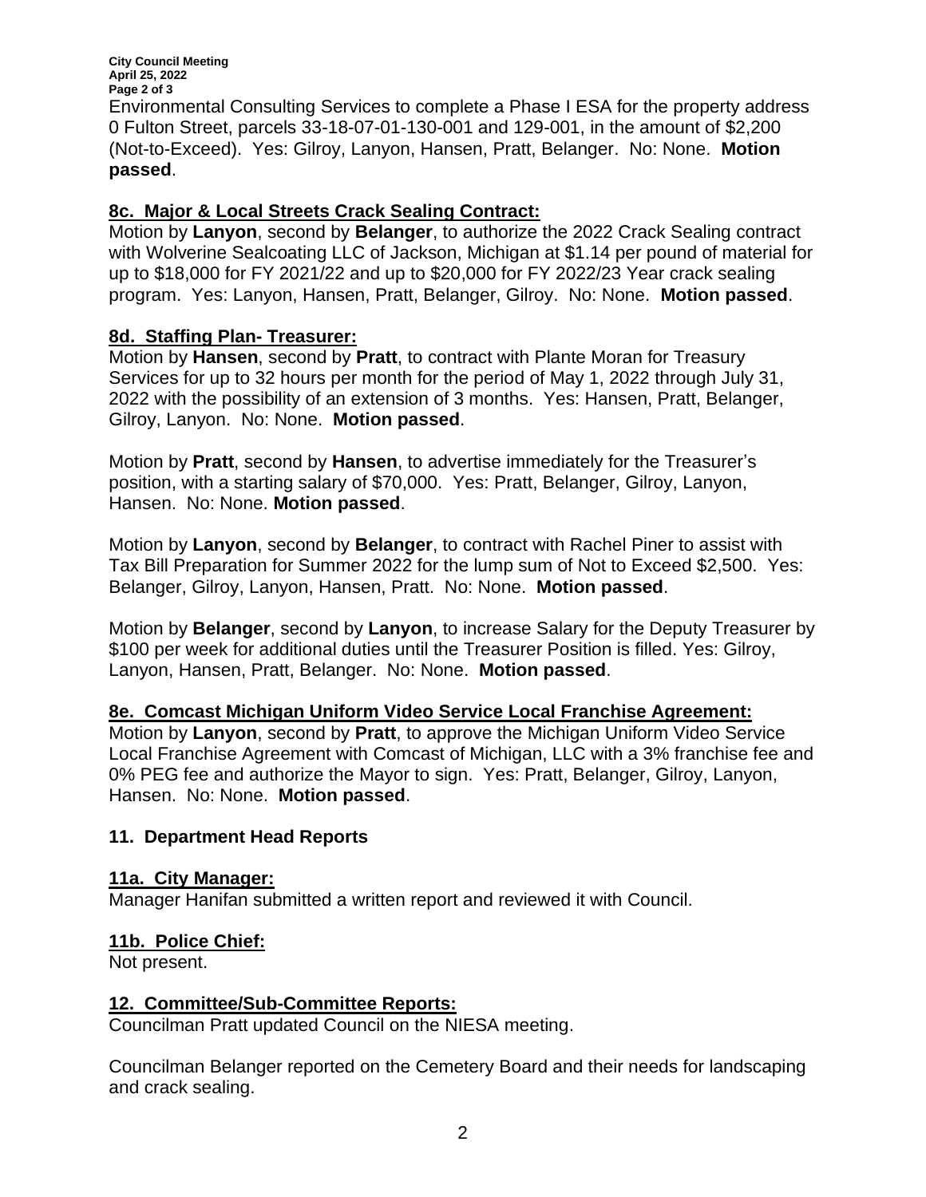Environmental Consulting Services to complete a Phase I ESA for the property address 0 Fulton Street, parcels 33-18-07-01-130-001 and 129-001, in the amount of $2,200 (Not-to-Exceed). Yes: Gilroy, Lanyon, Hansen, Pratt, Belanger. No: None. **Motion passed**.

**8c. Major & Local Streets Crack Sealing Contract:**

Motion by **Lanyon**, second by **Belanger**, to authorize the 2022 Crack Sealing contract with Wolverine Sealcoating LLC of Jackson, Michigan at $1.14 per pound of material for up to $18,000 for FY 2021/22 and up to $20,000 for FY 2022/23 Year crack sealing program. Yes: Lanyon, Hansen, Pratt, Belanger, Gilroy. No: None. **Motion passed**.

**8d. Staffing Plan- Treasurer:**

Motion by **Hansen**, second by **Pratt**, to contract with Plante Moran for Treasury Services for up to 32 hours per month for the period of May 1, 2022 through July 31, 2022 with the possibility of an extension of 3 months. Yes: Hansen, Pratt, Belanger, Gilroy, Lanyon. No: None. **Motion passed**.

Motion by **Pratt**, second by **Hansen**, to advertise immediately for the Treasurer's position, with a starting salary of $70,000. Yes: Pratt, Belanger, Gilroy, Lanyon, Hansen. No: None. **Motion passed**.

Motion by **Lanyon**, second by **Belanger**, to contract with Rachel Piner to assist with Tax Bill Preparation for Summer 2022 for the lump sum of Not to Exceed $2,500. Yes: Belanger, Gilroy, Lanyon, Hansen, Pratt. No: None. **Motion passed**.

Motion by **Belanger**, second by **Lanyon**, to increase Salary for the Deputy Treasurer by $100 per week for additional duties until the Treasurer Position is filled. Yes: Gilroy, Lanyon, Hansen, Pratt, Belanger. No: None. **Motion passed**.

**8e. Comcast Michigan Uniform Video Service Local Franchise Agreement:**

Motion by **Lanyon**, second by **Pratt**, to approve the Michigan Uniform Video Service Local Franchise Agreement with Comcast of Michigan, LLC with a 3% franchise fee and 0% PEG fee and authorize the Mayor to sign. Yes: Pratt, Belanger, Gilroy, Lanyon, Hansen. No: None. **Motion passed**.

## 11. Department Head Reports

**11a. City Manager:**

Manager Hanifan submitted a written report and reviewed it with Council.

**11b. Police Chief:**

Not present.

## 12. Committee/Sub-Committee Reports:

Councilman Pratt updated Council on the NIESA meeting.

Councilman Belanger reported on the Cemetery Board and their needs for landscaping and crack sealing.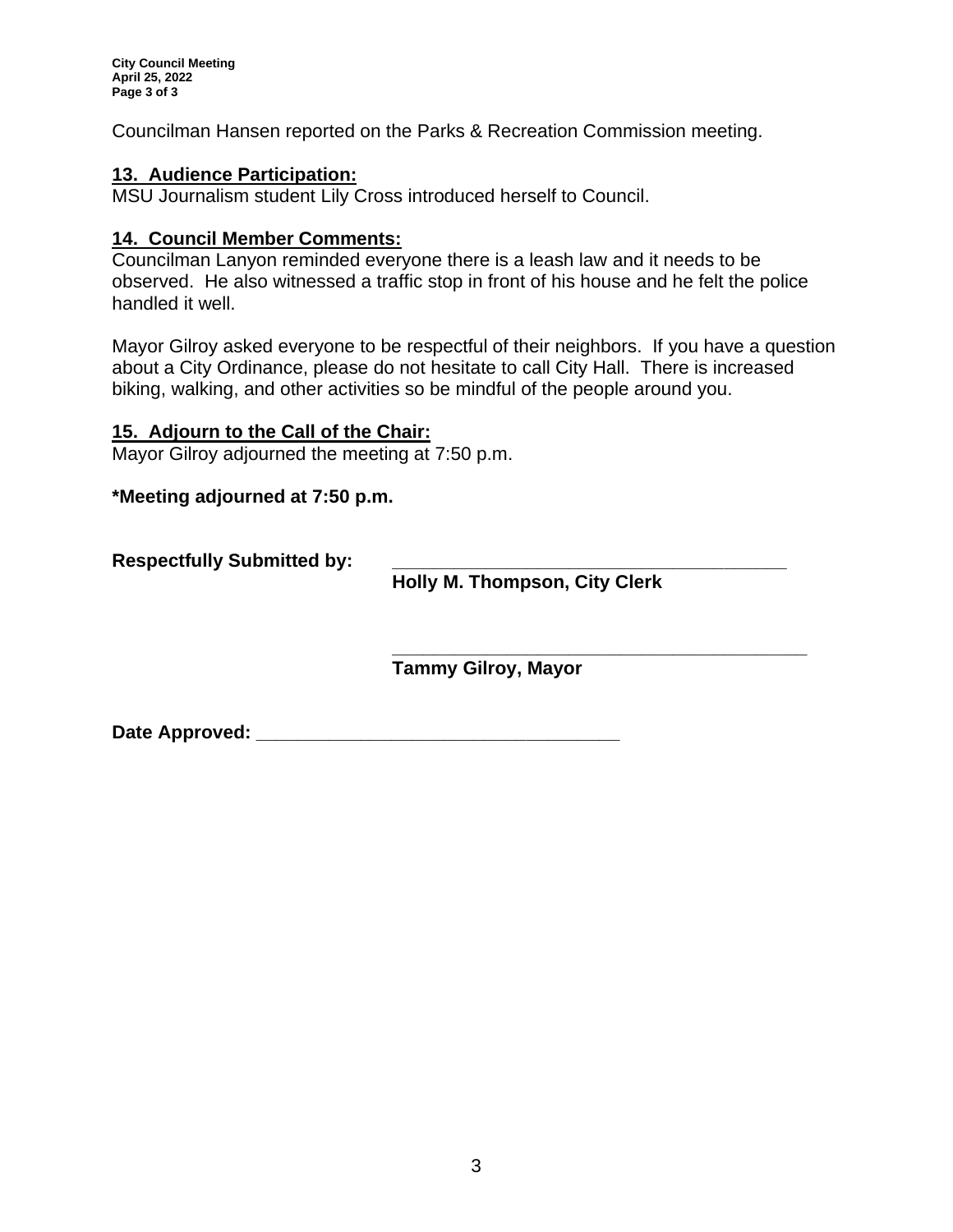Councilman Hansen reported on the Parks & Recreation Commission meeting.

## 13. Audience Participation:

MSU Journalism student Lily Cross introduced herself to Council.

## 14. Council Member Comments:

Councilman Lanyon reminded everyone there is a leash law and it needs to be observed. He also witnessed a traffic stop in front of his house and he felt the police handled it well.

Mayor Gilroy asked everyone to be respectful of their neighbors. If you have a question about a City Ordinance, please do not hesitate to call City Hall. There is increased biking, walking, and other activities so be mindful of the people around you.

## 15. Adjourn to the Call of the Chair:

Mayor Gilroy adjourned the meeting at 7:50 p.m.

**\*Meeting adjourned at 7:50 p.m.**

**Respectfully Submitted by:** ______________________________________
**Holly M. Thompson, City Clerk**

______________________________________
**Tammy Gilroy, Mayor**

**Date Approved:** ___________________________________